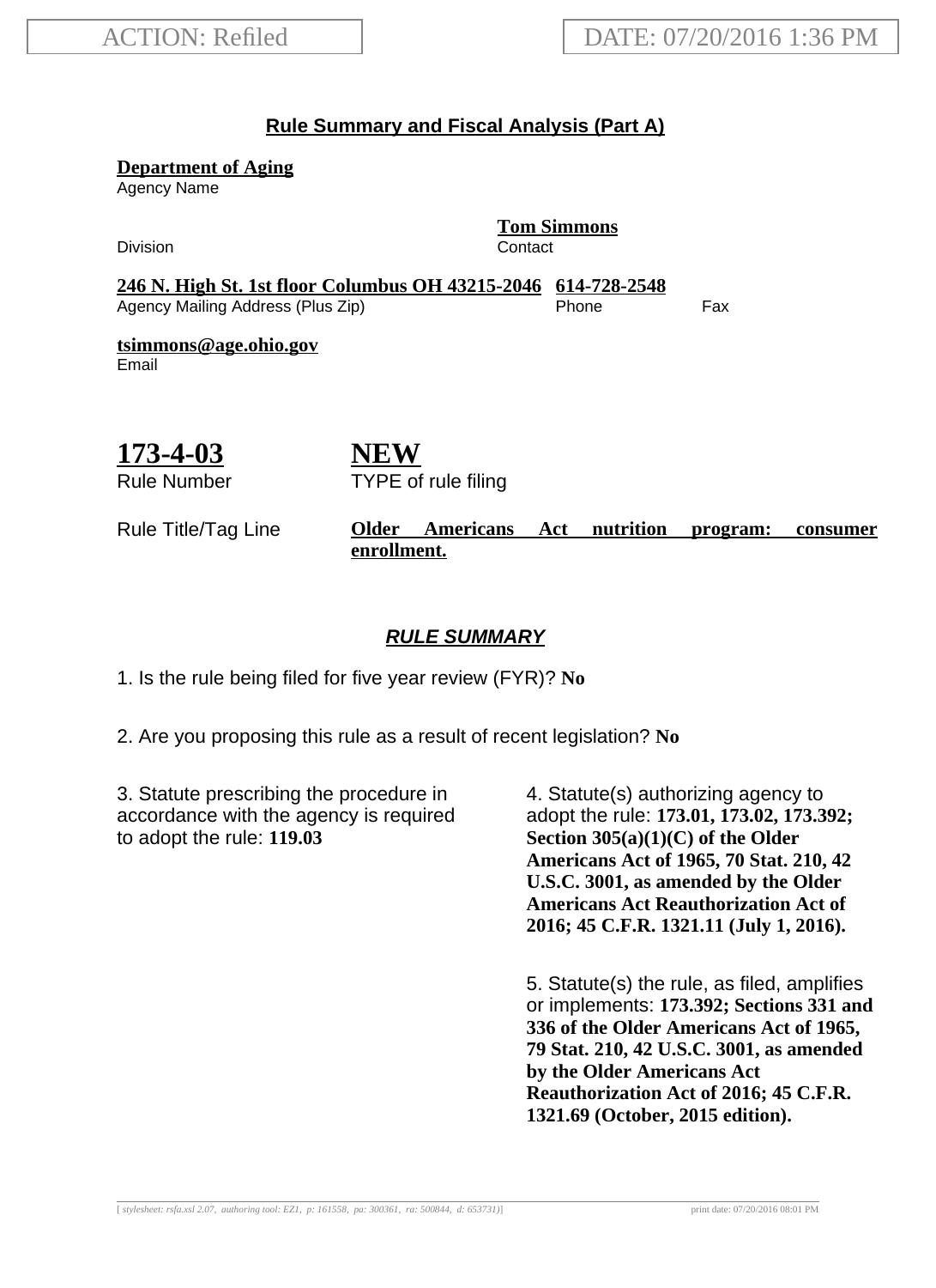ACTION: Refiled

DATE: 07/20/2016 1:36 PM

## Rule Summary and Fiscal Analysis (Part A)

**Department of Aging**
Agency Name

Division

**Tom Simmons**
Contact

**246 N. High St. 1st floor Columbus OH 43215-2046**
Agency Mailing Address (Plus Zip)

**614-728-2548**
Phone

Fax

**tsimmons@age.ohio.gov**
Email

**173-4-03**
Rule Number

**NEW**
TYPE of rule filing

Rule Title/Tag Line **Older Americans Act nutrition program: consumer enrollment.**

## *RULE SUMMARY*

1. Is the rule being filed for five year review (FYR)? **No**

2. Are you proposing this rule as a result of recent legislation? **No**

3. Statute prescribing the procedure in accordance with the agency is required to adopt the rule: **119.03**

4. Statute(s) authorizing agency to adopt the rule: **173.01, 173.02, 173.392; Section 305(a)(1)(C) of the Older Americans Act of 1965, 70 Stat. 210, 42 U.S.C. 3001, as amended by the Older Americans Act Reauthorization Act of 2016; 45 C.F.R. 1321.11 (July 1, 2016).**

5. Statute(s) the rule, as filed, amplifies or implements: **173.392; Sections 331 and 336 of the Older Americans Act of 1965, 79 Stat. 210, 42 U.S.C. 3001, as amended by the Older Americans Act Reauthorization Act of 2016; 45 C.F.R. 1321.69 (October, 2015 edition).**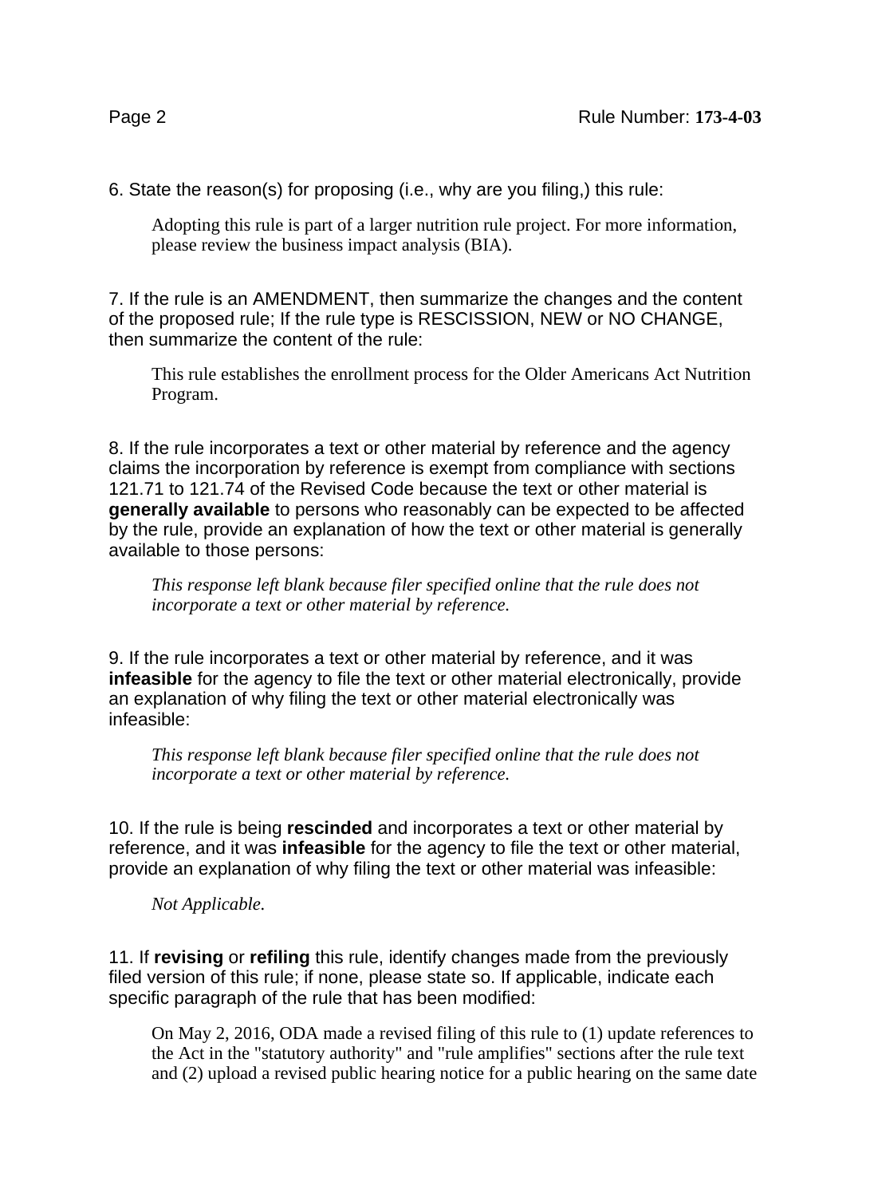6. State the reason(s) for proposing (i.e., why are you filing,) this rule:

Adopting this rule is part of a larger nutrition rule project. For more information, please review the business impact analysis (BIA).

7. If the rule is an AMENDMENT, then summarize the changes and the content of the proposed rule; If the rule type is RESCISSION, NEW or NO CHANGE, then summarize the content of the rule:

This rule establishes the enrollment process for the Older Americans Act Nutrition Program.

8. If the rule incorporates a text or other material by reference and the agency claims the incorporation by reference is exempt from compliance with sections 121.71 to 121.74 of the Revised Code because the text or other material is **generally available** to persons who reasonably can be expected to be affected by the rule, provide an explanation of how the text or other material is generally available to those persons:

*This response left blank because filer specified online that the rule does not incorporate a text or other material by reference.*

9. If the rule incorporates a text or other material by reference, and it was **infeasible** for the agency to file the text or other material electronically, provide an explanation of why filing the text or other material electronically was infeasible:

*This response left blank because filer specified online that the rule does not incorporate a text or other material by reference.*

10. If the rule is being **rescinded** and incorporates a text or other material by reference, and it was **infeasible** for the agency to file the text or other material, provide an explanation of why filing the text or other material was infeasible:

*Not Applicable.*

11. If **revising** or **refiling** this rule, identify changes made from the previously filed version of this rule; if none, please state so. If applicable, indicate each specific paragraph of the rule that has been modified:

On May 2, 2016, ODA made a revised filing of this rule to (1) update references to the Act in the "statutory authority" and "rule amplifies" sections after the rule text and (2) upload a revised public hearing notice for a public hearing on the same date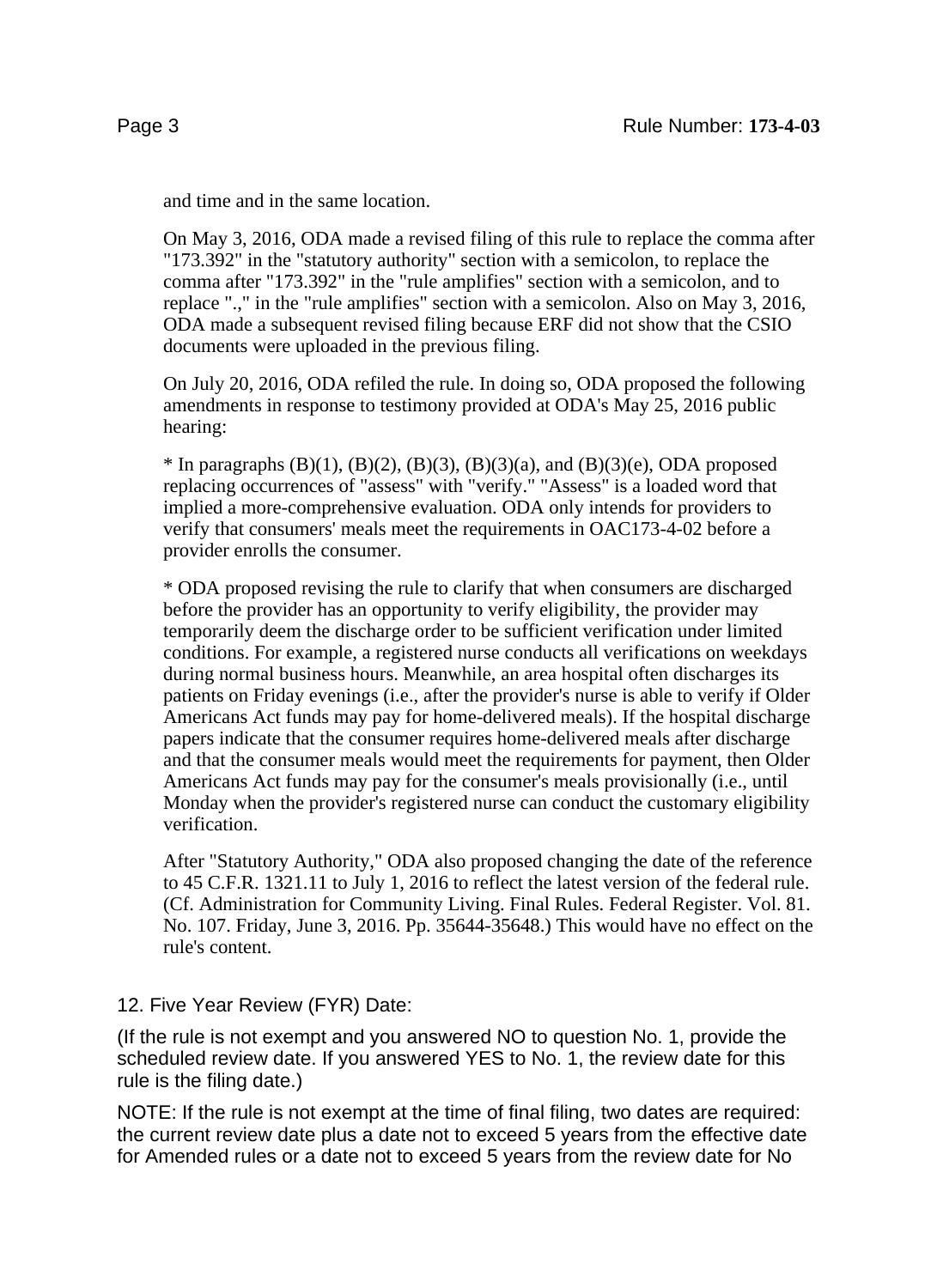and time and in the same location.

On May 3, 2016, ODA made a revised filing of this rule to replace the comma after "173.392" in the "statutory authority" section with a semicolon, to replace the comma after "173.392" in the "rule amplifies" section with a semicolon, and to replace ".," in the "rule amplifies" section with a semicolon. Also on May 3, 2016, ODA made a subsequent revised filing because ERF did not show that the CSIO documents were uploaded in the previous filing.

On July 20, 2016, ODA refiled the rule. In doing so, ODA proposed the following amendments in response to testimony provided at ODA's May 25, 2016 public hearing:

* In paragraphs (B)(1), (B)(2), (B)(3), (B)(3)(a), and (B)(3)(e), ODA proposed replacing occurrences of "assess" with "verify." "Assess" is a loaded word that implied a more-comprehensive evaluation. ODA only intends for providers to verify that consumers' meals meet the requirements in OAC173-4-02 before a provider enrolls the consumer.

* ODA proposed revising the rule to clarify that when consumers are discharged before the provider has an opportunity to verify eligibility, the provider may temporarily deem the discharge order to be sufficient verification under limited conditions. For example, a registered nurse conducts all verifications on weekdays during normal business hours. Meanwhile, an area hospital often discharges its patients on Friday evenings (i.e., after the provider's nurse is able to verify if Older Americans Act funds may pay for home-delivered meals). If the hospital discharge papers indicate that the consumer requires home-delivered meals after discharge and that the consumer meals would meet the requirements for payment, then Older Americans Act funds may pay for the consumer's meals provisionally (i.e., until Monday when the provider's registered nurse can conduct the customary eligibility verification.

After "Statutory Authority," ODA also proposed changing the date of the reference to 45 C.F.R. 1321.11 to July 1, 2016 to reflect the latest version of the federal rule. (Cf. Administration for Community Living. Final Rules. Federal Register. Vol. 81. No. 107. Friday, June 3, 2016. Pp. 35644-35648.) This would have no effect on the rule's content.

12. Five Year Review (FYR) Date:

(If the rule is not exempt and you answered NO to question No. 1, provide the scheduled review date. If you answered YES to No. 1, the review date for this rule is the filing date.)

NOTE: If the rule is not exempt at the time of final filing, two dates are required: the current review date plus a date not to exceed 5 years from the effective date for Amended rules or a date not to exceed 5 years from the review date for No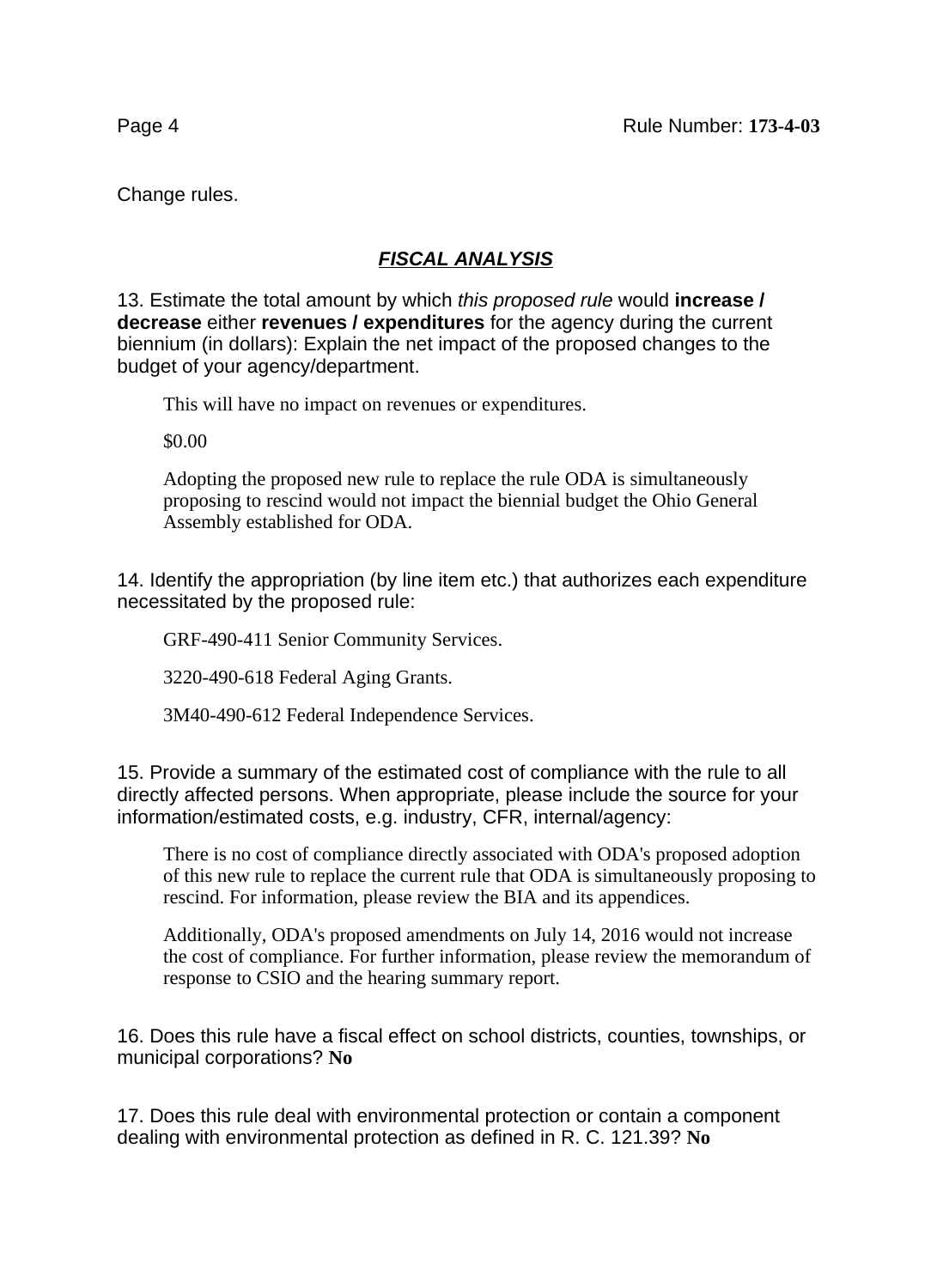Change rules.

## ***FISCAL ANALYSIS***

13. Estimate the total amount by which *this proposed rule* would **increase / decrease** either **revenues / expenditures** for the agency during the current biennium (in dollars): Explain the net impact of the proposed changes to the budget of your agency/department.

> This will have no impact on revenues or expenditures.
>
> $0.00
>
> Adopting the proposed new rule to replace the rule ODA is simultaneously proposing to rescind would not impact the biennial budget the Ohio General Assembly established for ODA.

14. Identify the appropriation (by line item etc.) that authorizes each expenditure necessitated by the proposed rule:

> GRF-490-411 Senior Community Services.
>
> 3220-490-618 Federal Aging Grants.
>
> 3M40-490-612 Federal Independence Services.

15. Provide a summary of the estimated cost of compliance with the rule to all directly affected persons. When appropriate, please include the source for your information/estimated costs, e.g. industry, CFR, internal/agency:

> There is no cost of compliance directly associated with ODA's proposed adoption of this new rule to replace the current rule that ODA is simultaneously proposing to rescind. For information, please review the BIA and its appendices.
>
> Additionally, ODA's proposed amendments on July 14, 2016 would not increase the cost of compliance. For further information, please review the memorandum of response to CSIO and the hearing summary report.

16. Does this rule have a fiscal effect on school districts, counties, townships, or municipal corporations? **No**

17. Does this rule deal with environmental protection or contain a component dealing with environmental protection as defined in R. C. 121.39? **No**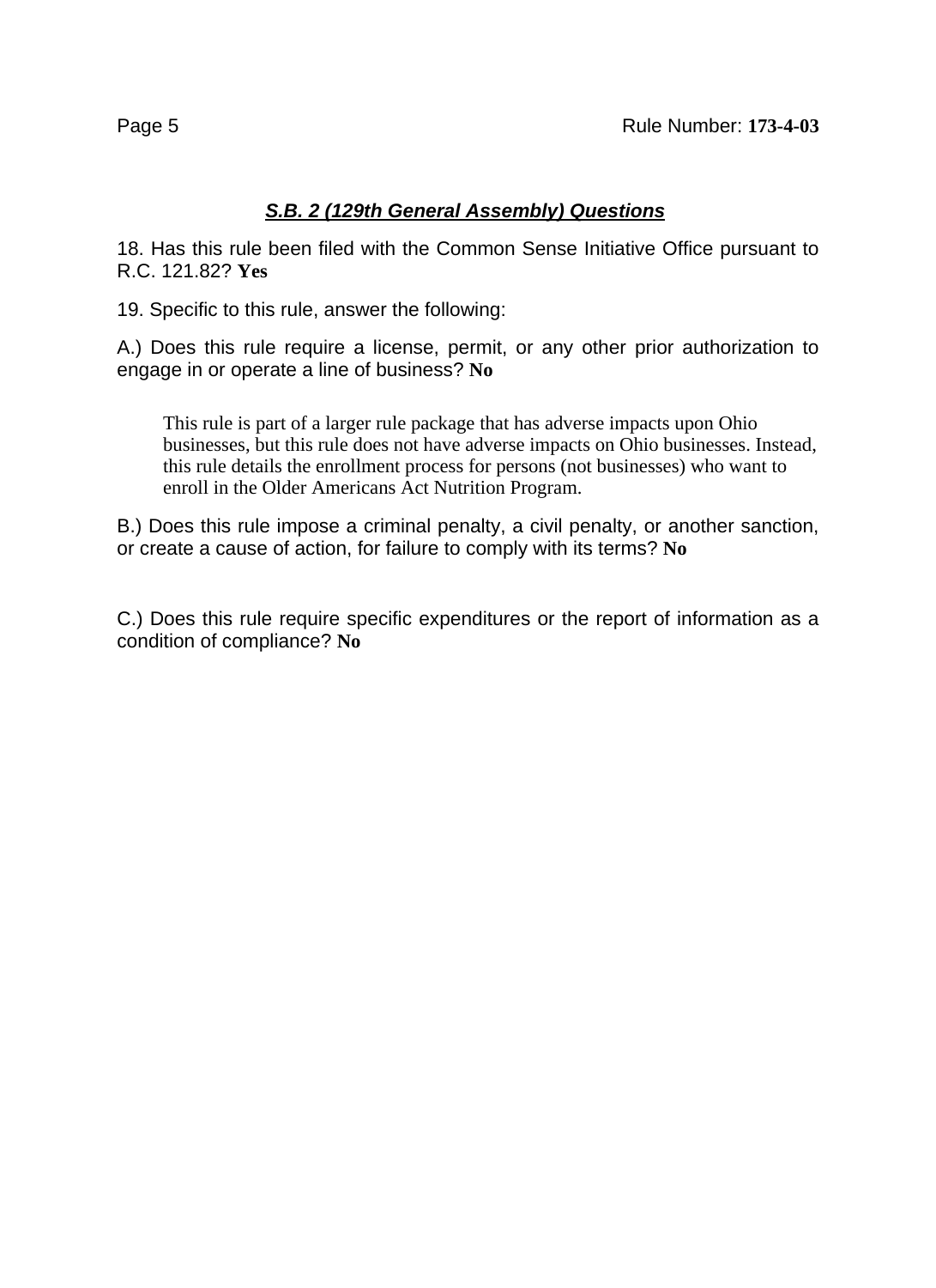## ***S.B. 2 (129th General Assembly) Questions***

18. Has this rule been filed with the Common Sense Initiative Office pursuant to R.C. 121.82? **Yes**

19. Specific to this rule, answer the following:

A.) Does this rule require a license, permit, or any other prior authorization to engage in or operate a line of business? **No**

> This rule is part of a larger rule package that has adverse impacts upon Ohio businesses, but this rule does not have adverse impacts on Ohio businesses. Instead, this rule details the enrollment process for persons (not businesses) who want to enroll in the Older Americans Act Nutrition Program.

B.) Does this rule impose a criminal penalty, a civil penalty, or another sanction, or create a cause of action, for failure to comply with its terms? **No**

C.) Does this rule require specific expenditures or the report of information as a condition of compliance? **No**